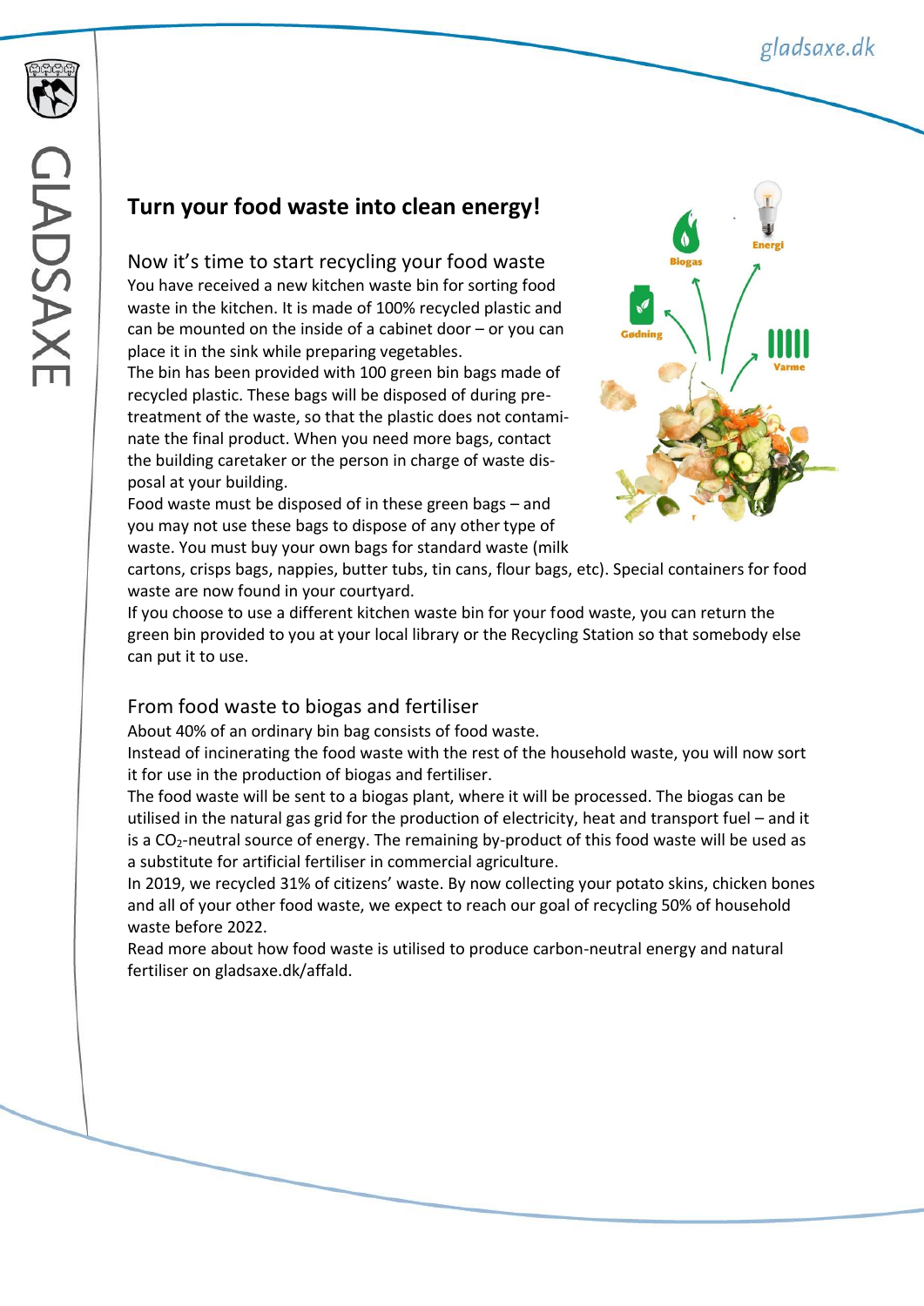# Turn your food waste into clean energy!

## Now it's time to start recycling your food waste

You have received a new kitchen waste bin for sorting food waste in the kitchen. It is made of 100% recycled plastic and can be mounted on the inside of a cabinet door – or you can place it in the sink while preparing vegetables.

The bin has been provided with 100 green bin bags made of recycled plastic. These bags will be disposed of during pre-treatment of the waste, so that the plastic does not contaminate the final product. When you need more bags, contact the building caretaker or the person in charge of waste disposal at your building.

Food waste must be disposed of in these green bags – and you may not use these bags to dispose of any other type of waste. You must buy your own bags for standard waste (milk cartons, crisps bags, nappies, butter tubs, tin cans, flour bags, etc). Special containers for food waste are now found in your courtyard.

If you choose to use a different kitchen waste bin for your food waste, you can return the green bin provided to you at your local library or the Recycling Station so that somebody else can put it to use.

## From food waste to biogas and fertiliser

About 40% of an ordinary bin bag consists of food waste.

Instead of incinerating the food waste with the rest of the household waste, you will now sort it for use in the production of biogas and fertiliser.

The food waste will be sent to a biogas plant, where it will be processed. The biogas can be utilised in the natural gas grid for the production of electricity, heat and transport fuel – and it is a $CO_2$-neutral source of energy. The remaining by-product of this food waste will be used as a substitute for artificial fertiliser in commercial agriculture.

In 2019, we recycled 31% of citizens' waste. By now collecting your potato skins, chicken bones and all of your other food waste, we expect to reach our goal of recycling 50% of household waste before 2022.

Read more about how food waste is utilised to produce carbon-neutral energy and natural fertiliser on gladsaxe.dk/affald.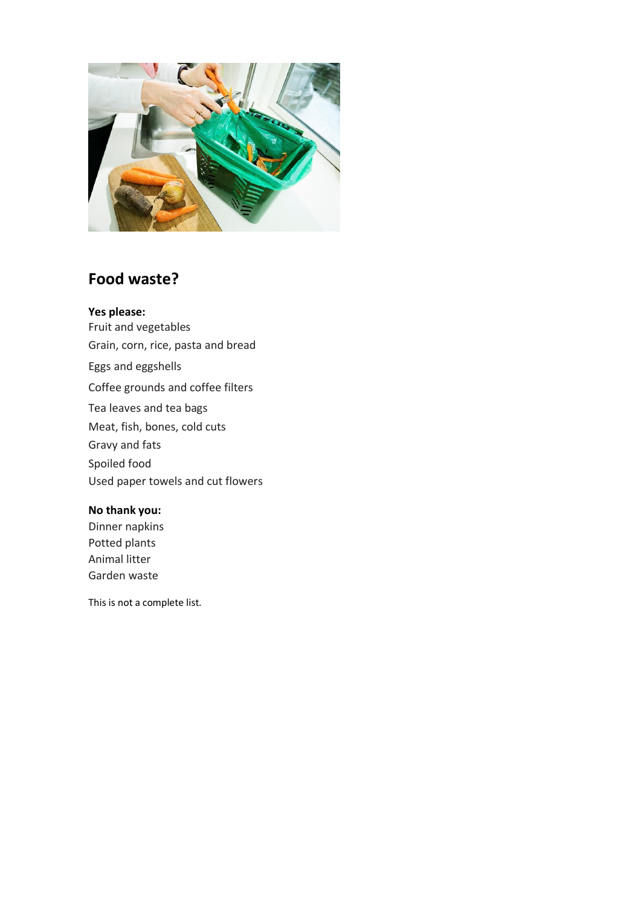## Food waste?

**Yes please:**

Fruit and vegetables
Grain, corn, rice, pasta and bread
Eggs and eggshells
Coffee grounds and coffee filters
Tea leaves and tea bags
Meat, fish, bones, cold cuts
Gravy and fats
Spoiled food
Used paper towels and cut flowers

**No thank you:**

Dinner napkins
Potted plants
Animal litter
Garden waste

This is not a complete list.